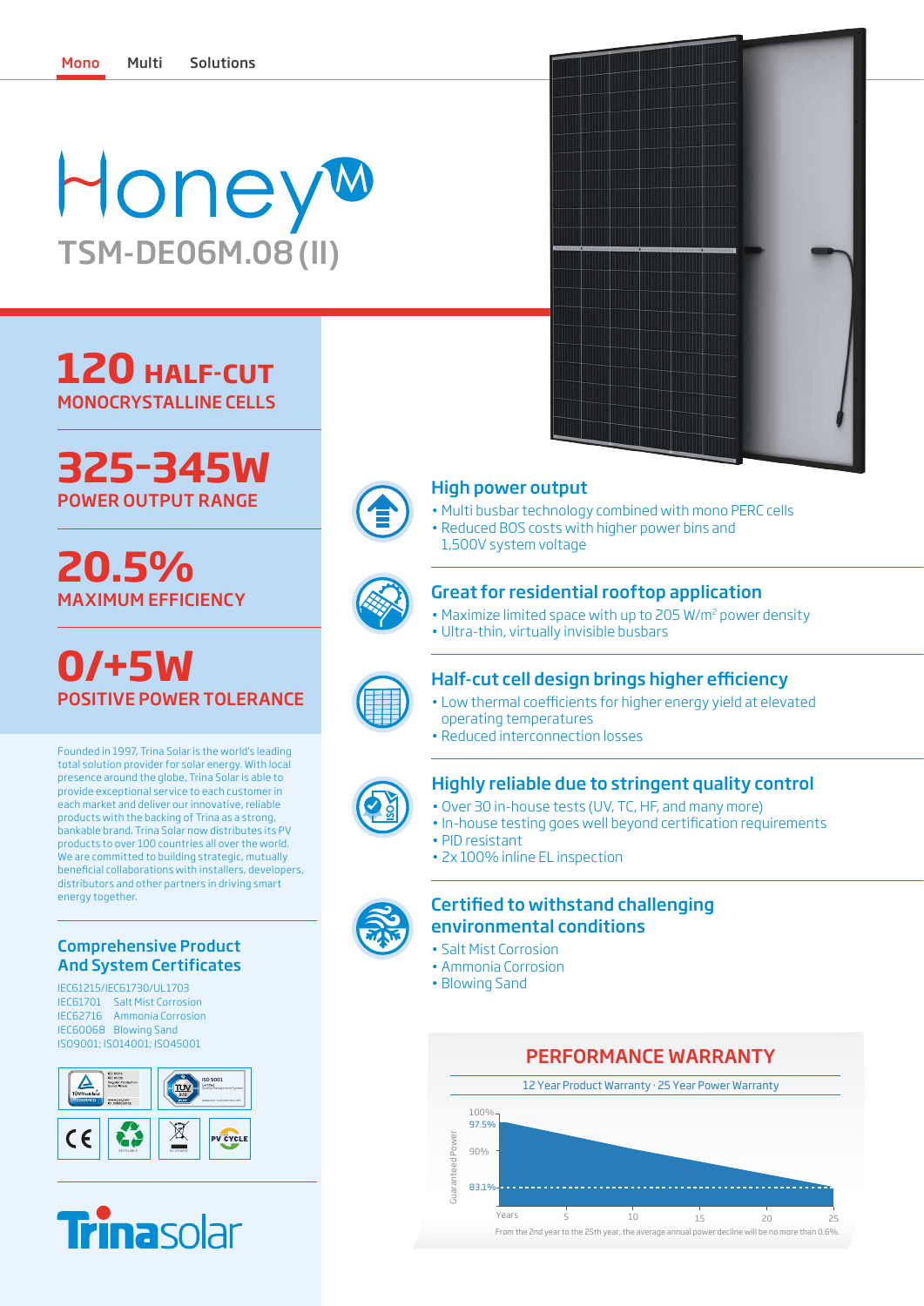Mono Multi Solutions

# Honey M

## TSM-DE06M.08 (II)

**120 HALF-CUT**
MONOCRYSTALLINE CELLS

**325-345W**
POWER OUTPUT RANGE

**20.5%**
MAXIMUM EFFICIENCY

**0/+5W**
POSITIVE POWER TOLERANCE

Founded in 1997, Trina Solar is the world's leading total solution provider for solar energy. With local presence around the globe, Trina Solar is able to provide exceptional service to each customer in each market and deliver our innovative, reliable products with the backing of Trina as a strong, bankable brand. Trina Solar now distributes its PV products to over 100 countries all over the world. We are committed to building strategic, mutually beneficial collaborations with installers, developers, distributors and other partners in driving smart energy together.

### Comprehensive Product And System Certificates

IEC61215/IEC61730/UL1703
IEC61701 Salt Mist Corrosion
IEC62716 Ammonia Corrosion
IEC60068 Blowing Sand
ISO9001; ISO14001; ISO45001

Trinasolar

### High power output

- Multi busbar technology combined with mono PERC cells
- Reduced BOS costs with higher power bins and 1,500V system voltage

### Great for residential rooftop application

- Maximize limited space with up to 205 W/m² power density
- Ultra-thin, virtually invisible busbars

### Half-cut cell design brings higher efficiency

- Low thermal coefficients for higher energy yield at elevated operating temperatures
- Reduced interconnection losses

### Highly reliable due to stringent quality control

- Over 30 in-house tests (UV, TC, HF, and many more)
- In-house testing goes well beyond certification requirements
- PID resistant
- 2x 100% inline EL inspection

### Certified to withstand challenging environmental conditions

- Salt Mist Corrosion
- Ammonia Corrosion
- Blowing Sand

### PERFORMANCE WARRANTY

12 Year Product Warranty · 25 Year Power Warranty

Guaranteed Power: 100%, 97.5%, 90%, 83.1%

Years: 5, 10, 15, 20, 25

From the 2nd year to the 25th year, the average annual power decline will be no more than 0.6%.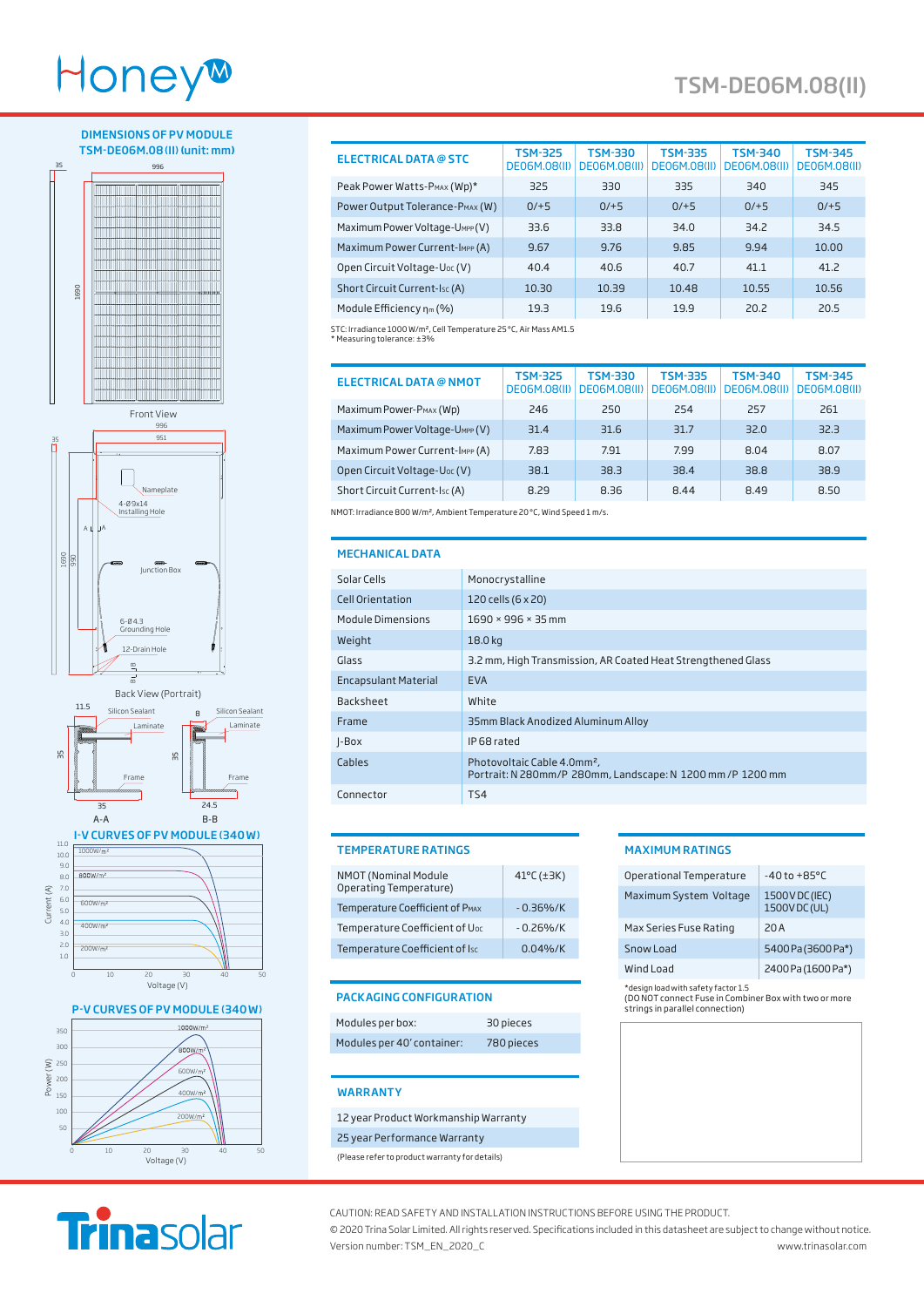# TSM-DE06M.08(II)

## DIMENSIONS OF PV MODULE TSM-DE06M.08(II) (unit: mm)

35
996
1690
Front View

996
951
35
Nameplate
4-Ø9x14 Installing Hole
A A
1690
990
Junction Box
6-Ø4.3 Grounding Hole
12-Drain Hole
B B
Back View (Portrait)

11.5
Silicon Sealant
Laminate
35
Frame
35
A-A

8
Silicon Sealant
Laminate
35
Frame
24.5
B-B

## I-V CURVES OF PV MODULE (340W)

1000W/m²
800W/m²
600W/m²
400W/m²
200W/m²
Current (A)
11.0 10.0 9.0 8.0 7.0 6.0 5.0 4.0 3.0 2.0 1.0
0 10 20 30 40 50
Voltage (V)

## P-V CURVES OF PV MODULE (340W)

1000W/m²
800W/m²
600W/m²
400W/m²
200W/m²
Power (W)
350 300 250 200 150 100 50
0 10 20 30 40 50
Voltage (V)

## ELECTRICAL DATA @ STC

| ELECTRICAL DATA @ STC | TSM-325 DE06M.08(II) | TSM-330 DE06M.08(II) | TSM-335 DE06M.08(II) | TSM-340 DE06M.08(II) | TSM-345 DE06M.08(II) |
|---|---|---|---|---|---|
| Peak Power Watts-$P_{MAX}$ (Wp)* | 325 | 330 | 335 | 340 | 345 |
| Power Output Tolerance-$P_{MAX}$ (W) | 0/+5 | 0/+5 | 0/+5 | 0/+5 | 0/+5 |
| Maximum Power Voltage-$U_{MPP}$ (V) | 33.6 | 33.8 | 34.0 | 34.2 | 34.5 |
| Maximum Power Current-$I_{MPP}$ (A) | 9.67 | 9.76 | 9.85 | 9.94 | 10.00 |
| Open Circuit Voltage-$U_{OC}$ (V) | 40.4 | 40.6 | 40.7 | 41.1 | 41.2 |
| Short Circuit Current-$I_{SC}$ (A) | 10.30 | 10.39 | 10.48 | 10.55 | 10.56 |
| Module Efficiency $\eta_m$ (%) | 19.3 | 19.6 | 19.9 | 20.2 | 20.5 |

STC: Irradiance 1000 W/m², Cell Temperature 25°C, Air Mass AM1.5
* Measuring tolerance: ±3%

## ELECTRICAL DATA @ NMOT

| ELECTRICAL DATA @ NMOT | TSM-325 DE06M.08(II) | TSM-330 DE06M.08(II) | TSM-335 DE06M.08(II) | TSM-340 DE06M.08(II) | TSM-345 DE06M.08(II) |
|---|---|---|---|---|---|
| Maximum Power-$P_{MAX}$ (Wp) | 246 | 250 | 254 | 257 | 261 |
| Maximum Power Voltage-$U_{MPP}$ (V) | 31.4 | 31.6 | 31.7 | 32.0 | 32.3 |
| Maximum Power Current-$I_{MPP}$ (A) | 7.83 | 7.91 | 7.99 | 8.04 | 8.07 |
| Open Circuit Voltage-$U_{OC}$ (V) | 38.1 | 38.3 | 38.4 | 38.8 | 38.9 |
| Short Circuit Current-$I_{SC}$ (A) | 8.29 | 8.36 | 8.44 | 8.49 | 8.50 |

NMOT: Irradiance 800 W/m², Ambient Temperature 20°C, Wind Speed 1 m/s.

## MECHANICAL DATA

| | |
|---|---|
| Solar Cells | Monocrystalline |
| Cell Orientation | 120 cells (6 x 20) |
| Module Dimensions | 1690 × 996 × 35 mm |
| Weight | 18.0 kg |
| Glass | 3.2 mm, High Transmission, AR Coated Heat Strengthened Glass |
| Encapsulant Material | EVA |
| Backsheet | White |
| Frame | 35mm Black Anodized Aluminum Alloy |
| J-Box | IP 68 rated |
| Cables | Photovoltaic Cable 4.0mm², Portrait: N 280mm/P 280mm, Landscape: N 1200 mm /P 1200 mm |
| Connector | TS4 |

## TEMPERATURE RATINGS

| | |
|---|---|
| NMOT (Nominal Module Operating Temperature) | 41°C (±3K) |
| Temperature Coefficient of $P_{MAX}$ | - 0.36%/K |
| Temperature Coefficient of $U_{OC}$ | - 0.26%/K |
| Temperature Coefficient of $I_{SC}$ | 0.04%/K |

## MAXIMUM RATINGS

| | |
|---|---|
| Operational Temperature | -40 to +85°C |
| Maximum System Voltage | 1500V DC (IEC) 1500V DC (UL) |
| Max Series Fuse Rating | 20 A |
| Snow Load | 5400 Pa (3600 Pa*) |
| Wind Load | 2400 Pa (1600 Pa*) |

*design load with safety factor 1.5
(DO NOT connect Fuse in Combiner Box with two or more strings in parallel connection)

## PACKAGING CONFIGURATION

| | |
|---|---|
| Modules per box: | 30 pieces |
| Modules per 40' container: | 780 pieces |

## WARRANTY

12 year Product Workmanship Warranty

25 year Performance Warranty

(Please refer to product warranty for details)

CAUTION: READ SAFETY AND INSTALLATION INSTRUCTIONS BEFORE USING THE PRODUCT.

© 2020 Trina Solar Limited. All rights reserved. Specifications included in this datasheet are subject to change without notice.

Version number: TSM_EN_2020_C

www.trinasolar.com